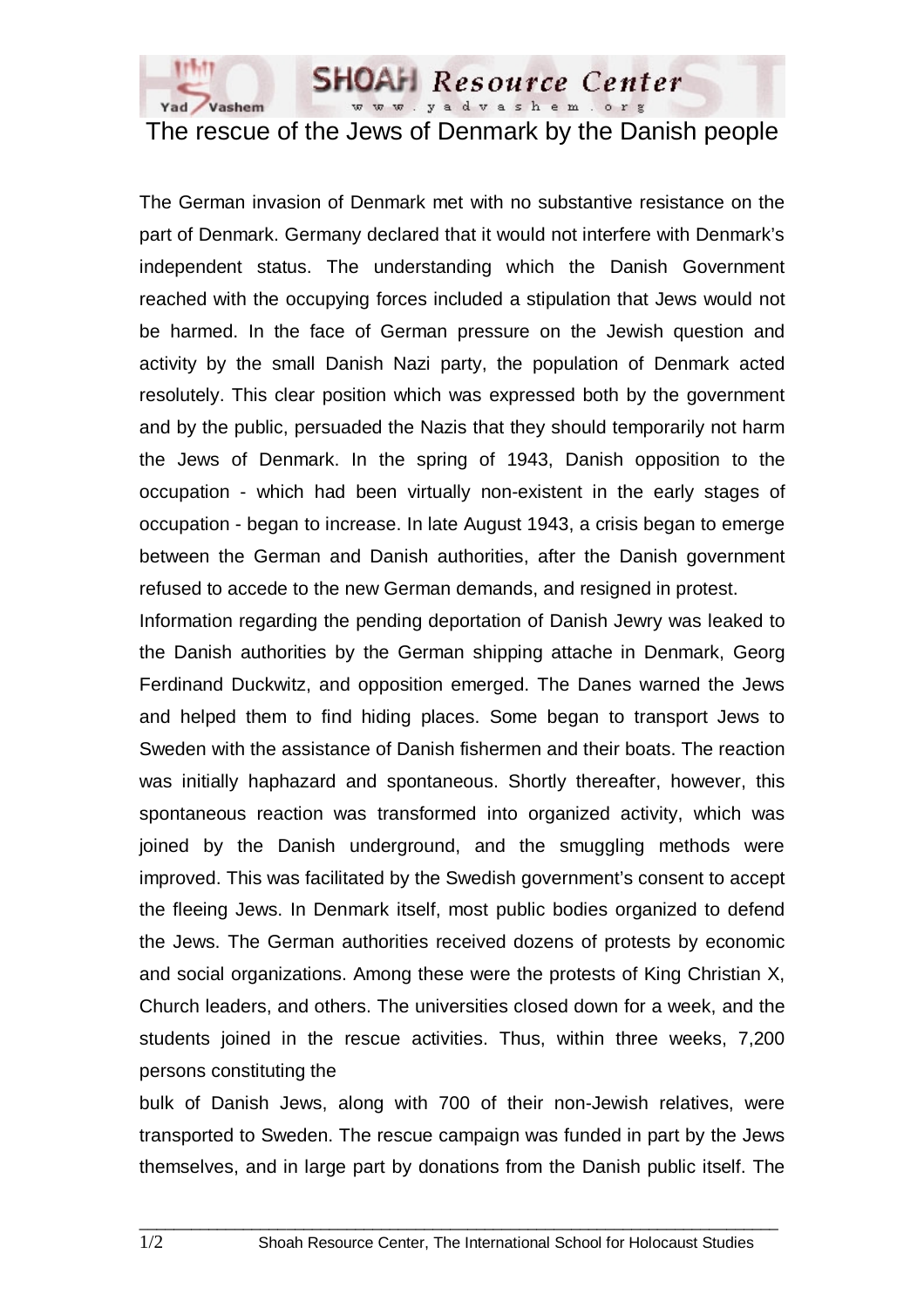# The rescue of the Jews of Denmark by the Danish people

The German invasion of Denmark met with no substantive resistance on the part of Denmark. Germany declared that it would not interfere with Denmark's independent status. The understanding which the Danish Government reached with the occupying forces included a stipulation that Jews would not be harmed. In the face of German pressure on the Jewish question and activity by the small Danish Nazi party, the population of Denmark acted resolutely. This clear position which was expressed both by the government and by the public, persuaded the Nazis that they should temporarily not harm the Jews of Denmark. In the spring of 1943, Danish opposition to the occupation - which had been virtually non-existent in the early stages of occupation - began to increase. In late August 1943, a crisis began to emerge between the German and Danish authorities, after the Danish government refused to accede to the new German demands, and resigned in protest.

Information regarding the pending deportation of Danish Jewry was leaked to the Danish authorities by the German shipping attache in Denmark, Georg Ferdinand Duckwitz, and opposition emerged. The Danes warned the Jews and helped them to find hiding places. Some began to transport Jews to Sweden with the assistance of Danish fishermen and their boats. The reaction was initially haphazard and spontaneous. Shortly thereafter, however, this spontaneous reaction was transformed into organized activity, which was joined by the Danish underground, and the smuggling methods were improved. This was facilitated by the Swedish government's consent to accept the fleeing Jews. In Denmark itself, most public bodies organized to defend the Jews. The German authorities received dozens of protests by economic and social organizations. Among these were the protests of King Christian X, Church leaders, and others. The universities closed down for a week, and the students joined in the rescue activities. Thus, within three weeks, 7,200 persons constituting the bulk of Danish Jews, along with 700 of their non-Jewish relatives, were transported to Sweden. The rescue campaign was funded in part by the Jews themselves, and in large part by donations from the Danish public itself. The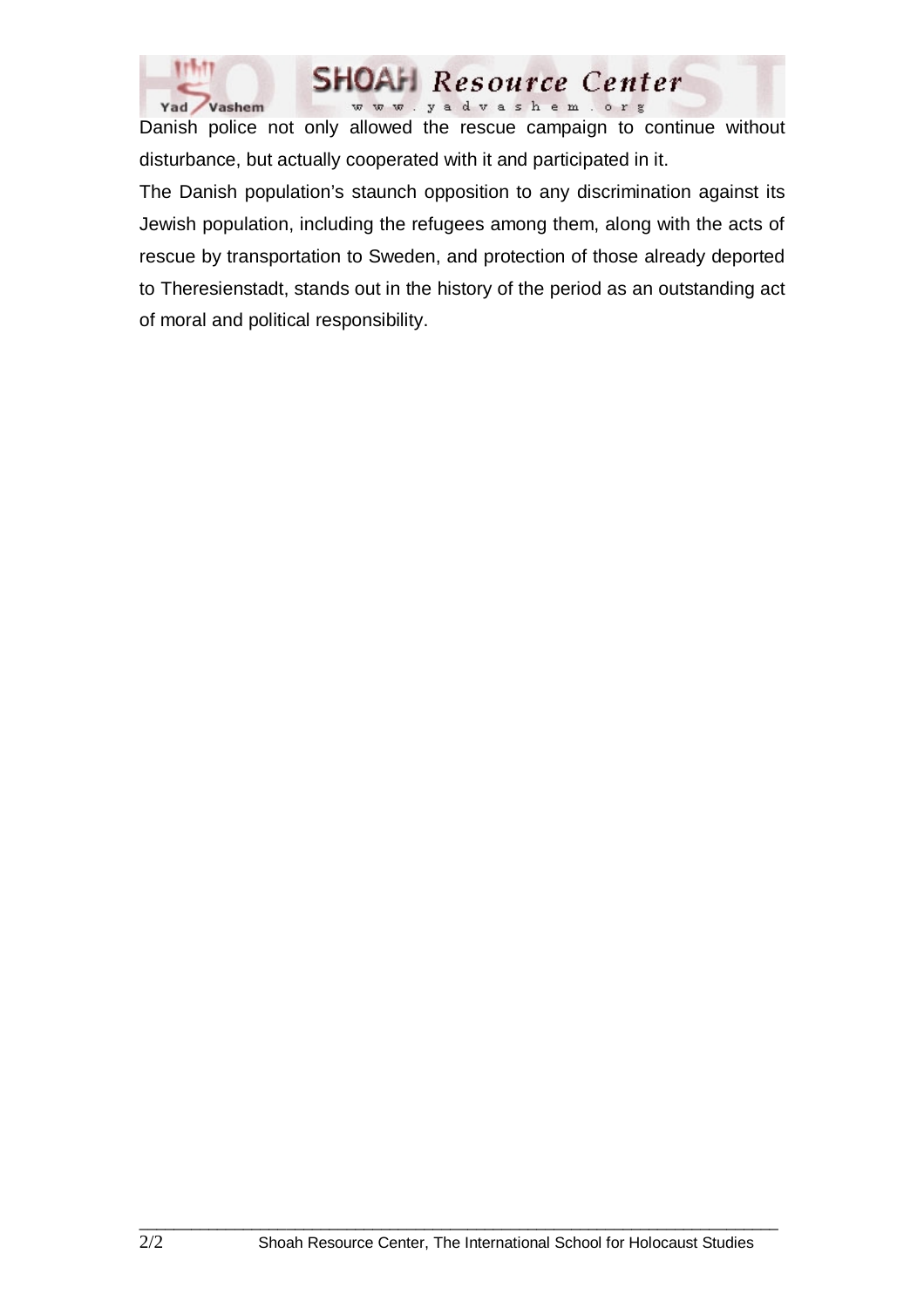Danish police not only allowed the rescue campaign to continue without disturbance, but actually cooperated with it and participated in it.

The Danish population's staunch opposition to any discrimination against its Jewish population, including the refugees among them, along with the acts of rescue by transportation to Sweden, and protection of those already deported to Theresienstadt, stands out in the history of the period as an outstanding act of moral and political responsibility.